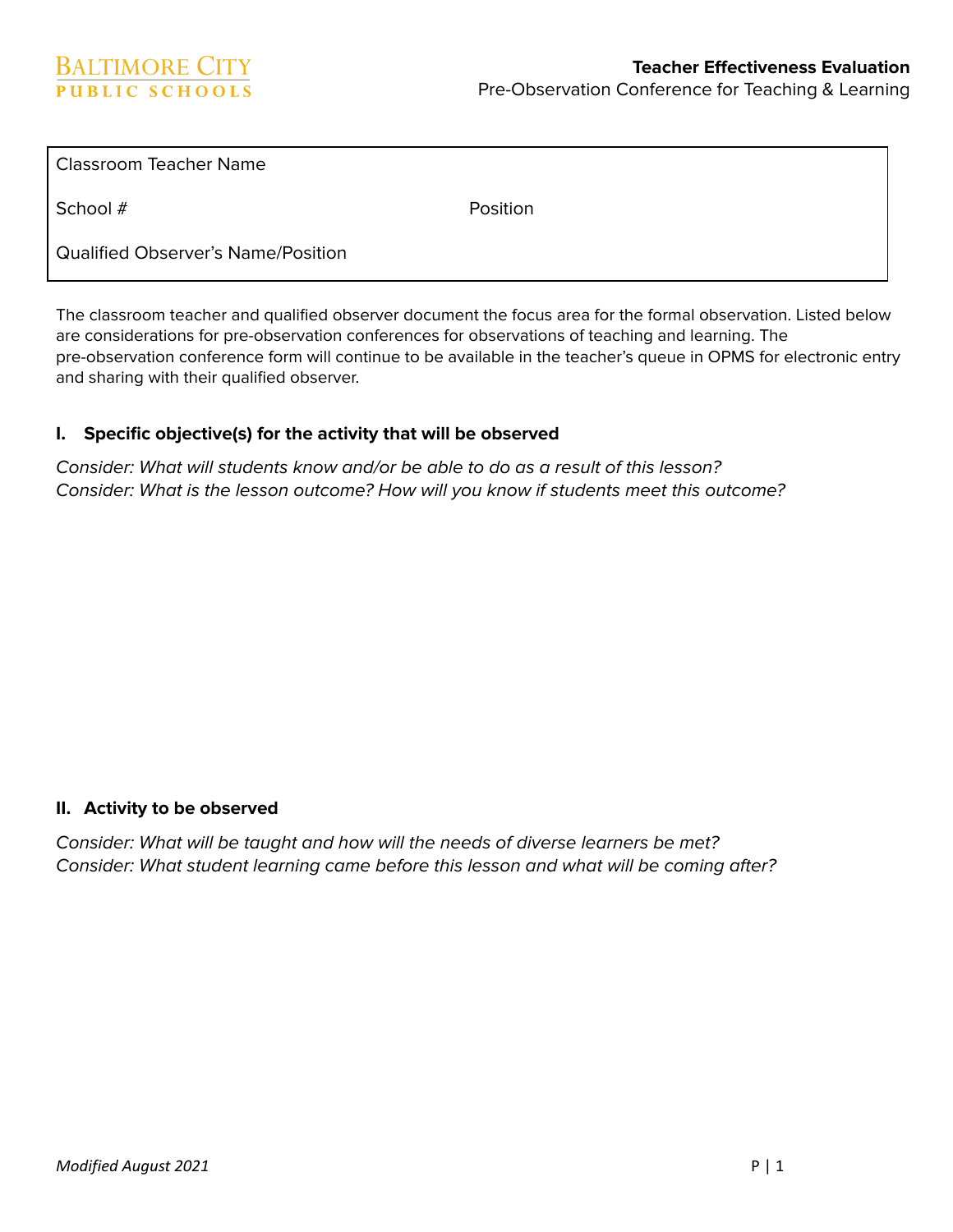BALTIMORE CITY PUBLIC SCHOOLS

**Teacher Effectiveness Evaluation**
Pre-Observation Conference for Teaching & Learning

| Classroom Teacher Name | |
|---|---|
| School # | Position |
| Qualified Observer's Name/Position | |

The classroom teacher and qualified observer document the focus area for the formal observation. Listed below are considerations for pre-observation conferences for observations of teaching and learning. The pre-observation conference form will continue to be available in the teacher's queue in OPMS for electronic entry and sharing with their qualified observer.

## I. Specific objective(s) for the activity that will be observed

*Consider: What will students know and/or be able to do as a result of this lesson?*
*Consider: What is the lesson outcome? How will you know if students meet this outcome?*

## II. Activity to be observed

*Consider: What will be taught and how will the needs of diverse learners be met?*
*Consider: What student learning came before this lesson and what will be coming after?*

*Modified August 2021*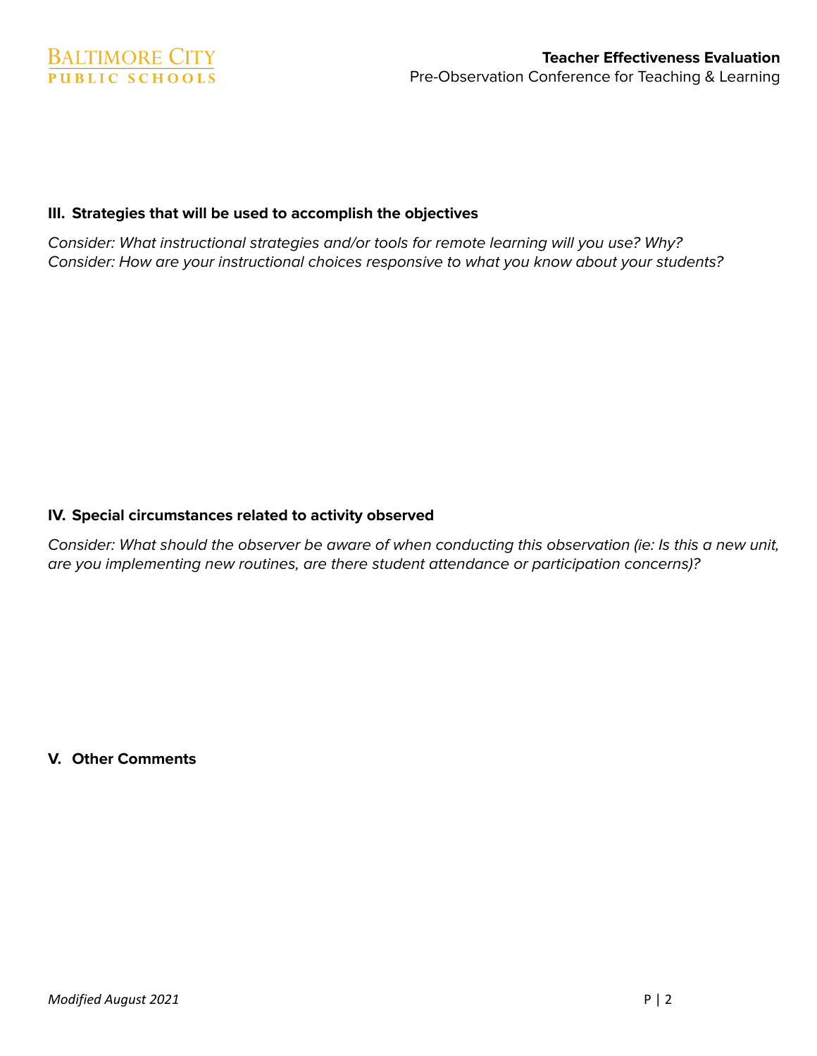### III. Strategies that will be used to accomplish the objectives

*Consider: What instructional strategies and/or tools for remote learning will you use? Why?*
*Consider: How are your instructional choices responsive to what you know about your students?*

### IV. Special circumstances related to activity observed

*Consider: What should the observer be aware of when conducting this observation (ie: Is this a new unit, are you implementing new routines, are there student attendance or participation concerns)?*

### V. Other Comments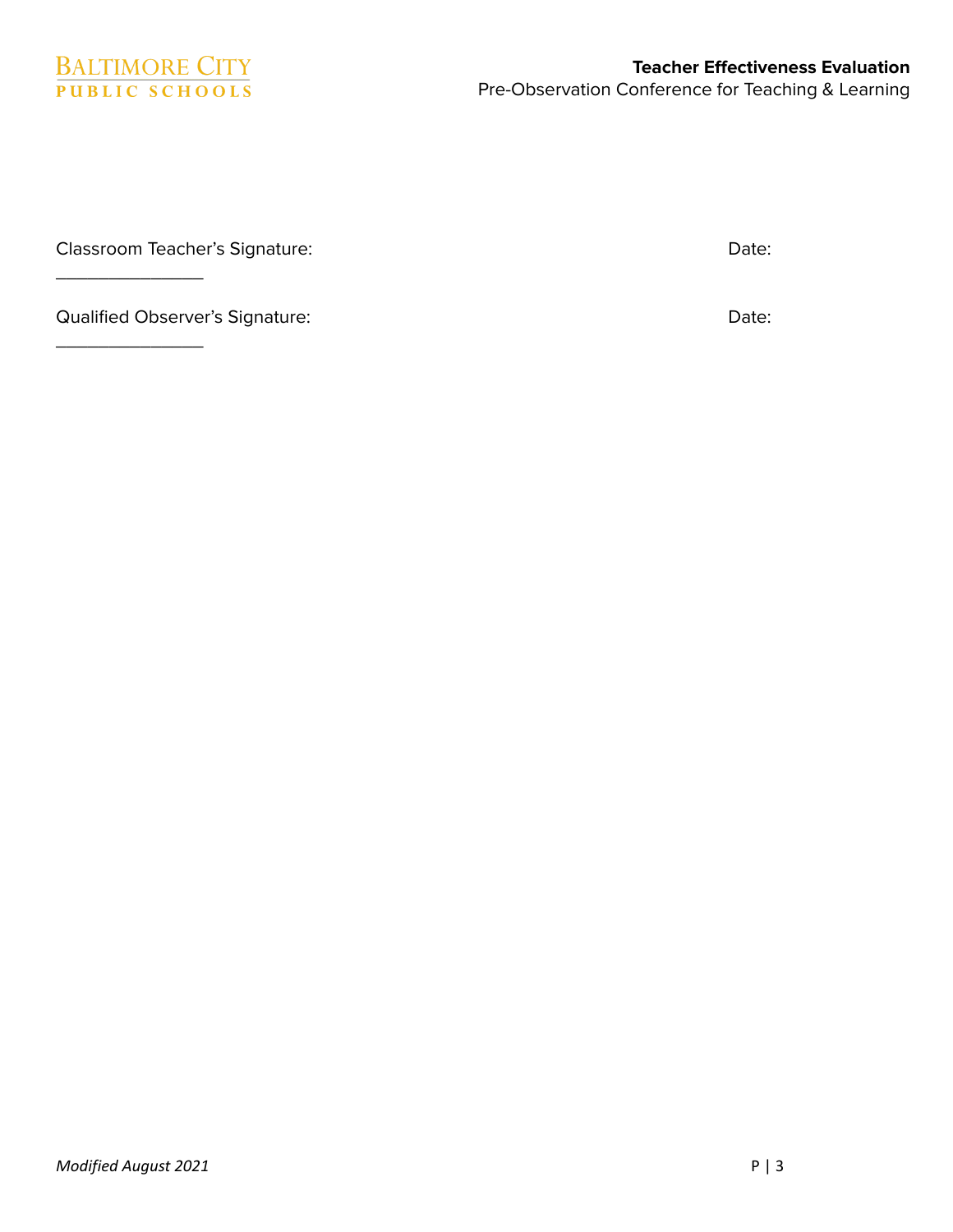Classroom Teacher's Signature: Date:

_______________

Qualified Observer's Signature: Date:

_______________